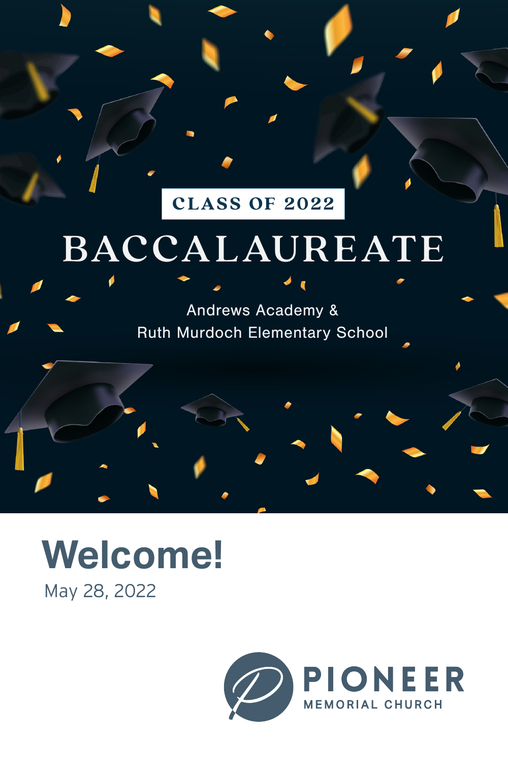CLASS OF 2022

# BACCALAUREATE

Andrews Academy &
Ruth Murdoch Elementary School

## Welcome!

May 28, 2022

PIONEER
MEMORIAL CHURCH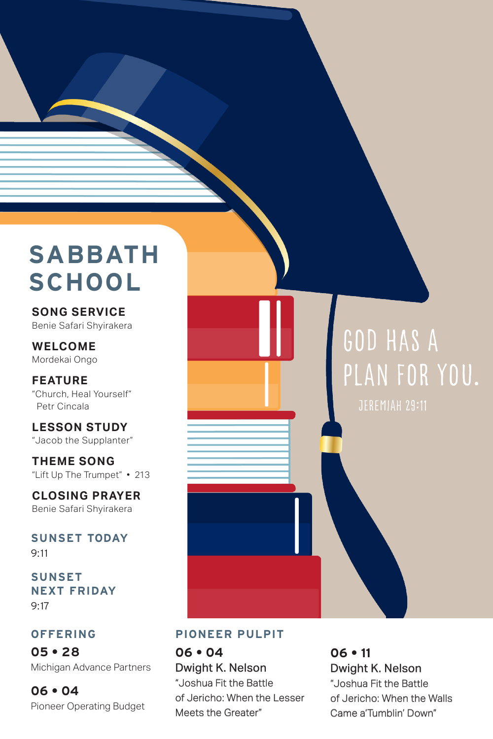# SABBATH SCHOOL

**SONG SERVICE**
Benie Safari Shyirakera

**WELCOME**
Mordekai Ongo

**FEATURE**
"Church, Heal Yourself"
Petr Cincala

**LESSON STUDY**
"Jacob the Supplanter"

**THEME SONG**
"Lift Up The Trumpet" • 213

**CLOSING PRAYER**
Benie Safari Shyirakera

## SUNSET TODAY
9:11

## SUNSET NEXT FRIDAY
9:17

GOD HAS A PLAN FOR YOU.

JEREMIAH 29:11

## OFFERING

**05 • 28**
Michigan Advance Partners

**06 • 04**
Pioneer Operating Budget

## PIONEER PULPIT

**06 • 04**
Dwight K. Nelson
"Joshua Fit the Battle of Jericho: When the Lesser Meets the Greater"

**06 • 11**
Dwight K. Nelson
"Joshua Fit the Battle of Jericho: When the Walls Came a'Tumblin' Down"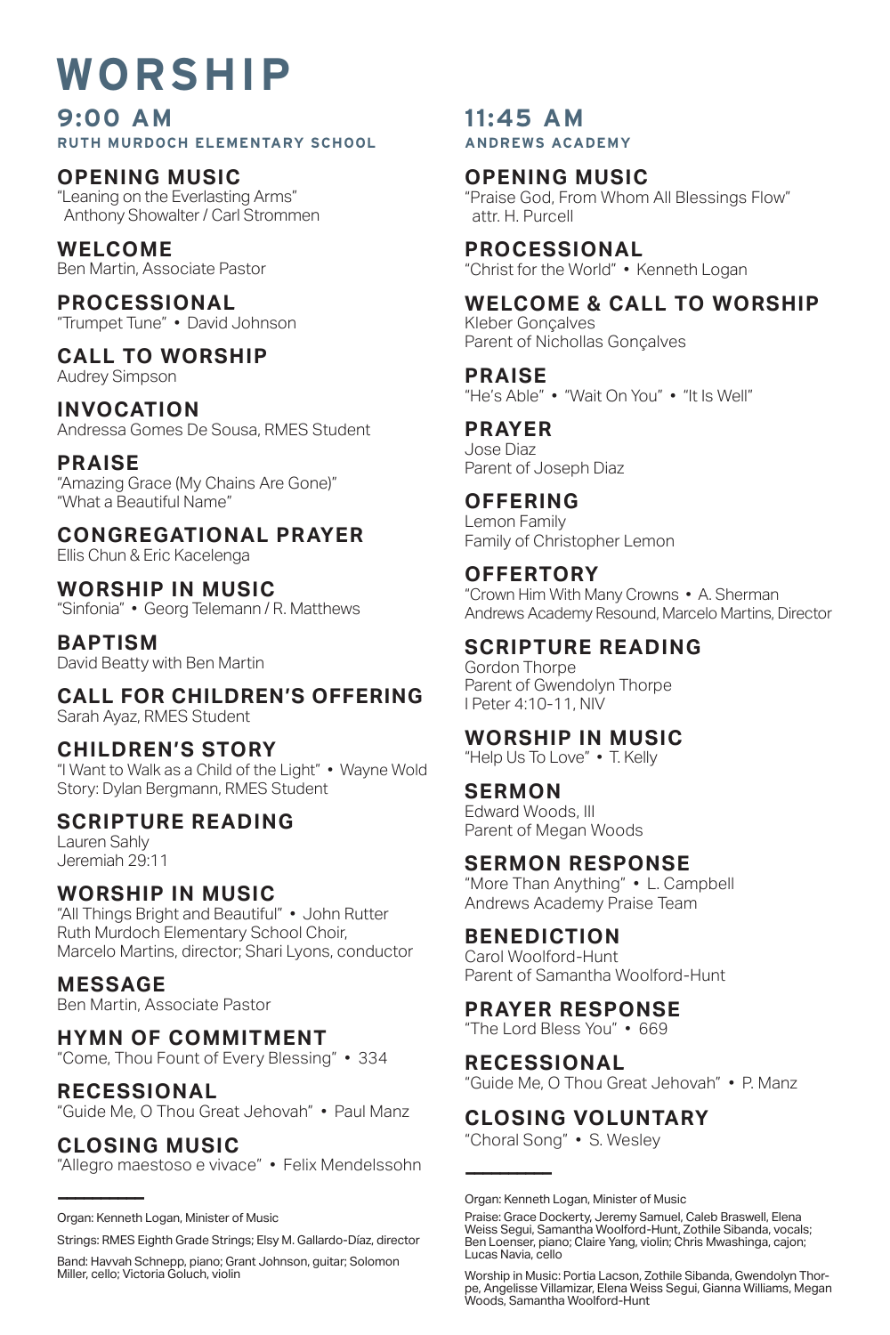# WORSHIP

## 9:00 AM

**RUTH MURDOCH ELEMENTARY SCHOOL**

### OPENING MUSIC
"Leaning on the Everlasting Arms"
Anthony Showalter / Carl Strommen

### WELCOME
Ben Martin, Associate Pastor

### PROCESSIONAL
"Trumpet Tune" • David Johnson

### CALL TO WORSHIP
Audrey Simpson

### INVOCATION
Andressa Gomes De Sousa, RMES Student

### PRAISE
"Amazing Grace (My Chains Are Gone)"
"What a Beautiful Name"

### CONGREGATIONAL PRAYER
Ellis Chun & Eric Kacelenga

### WORSHIP IN MUSIC
"Sinfonia" • Georg Telemann / R. Matthews

### BAPTISM
David Beatty with Ben Martin

### CALL FOR CHILDREN'S OFFERING
Sarah Ayaz, RMES Student

### CHILDREN'S STORY
"I Want to Walk as a Child of the Light" • Wayne Wold
Story: Dylan Bergmann, RMES Student

### SCRIPTURE READING
Lauren Sahly
Jeremiah 29:11

### WORSHIP IN MUSIC
"All Things Bright and Beautiful" • John Rutter
Ruth Murdoch Elementary School Choir,
Marcelo Martins, director; Shari Lyons, conductor

### MESSAGE
Ben Martin, Associate Pastor

### HYMN OF COMMITMENT
"Come, Thou Fount of Every Blessing" • 334

### RECESSIONAL
"Guide Me, O Thou Great Jehovah" • Paul Manz

### CLOSING MUSIC
"Allegro maestoso e vivace" • Felix Mendelssohn

---

Organ: Kenneth Logan, Minister of Music

Strings: RMES Eighth Grade Strings; Elsy M. Gallardo-Díaz, director

Band: Havvah Schnepp, piano; Grant Johnson, guitar; Solomon Miller, cello; Victoria Goluch, violin

## 11:45 AM

**ANDREWS ACADEMY**

### OPENING MUSIC
"Praise God, From Whom All Blessings Flow"
attr. H. Purcell

### PROCESSIONAL
"Christ for the World" • Kenneth Logan

### WELCOME & CALL TO WORSHIP
Kleber Gonçalves
Parent of Nichollas Gonçalves

### PRAISE
"He's Able" • "Wait On You" • "It Is Well"

### PRAYER
Jose Diaz
Parent of Joseph Diaz

### OFFERING
Lemon Family
Family of Christopher Lemon

### OFFERTORY
"Crown Him With Many Crowns • A. Sherman
Andrews Academy Resound, Marcelo Martins, Director

### SCRIPTURE READING
Gordon Thorpe
Parent of Gwendolyn Thorpe
I Peter 4:10-11, NIV

### WORSHIP IN MUSIC
"Help Us To Love" • T. Kelly

### SERMON
Edward Woods, III
Parent of Megan Woods

### SERMON RESPONSE
"More Than Anything" • L. Campbell
Andrews Academy Praise Team

### BENEDICTION
Carol Woolford-Hunt
Parent of Samantha Woolford-Hunt

### PRAYER RESPONSE
"The Lord Bless You" • 669

### RECESSIONAL
"Guide Me, O Thou Great Jehovah" • P. Manz

### CLOSING VOLUNTARY
"Choral Song" • S. Wesley

---

Organ: Kenneth Logan, Minister of Music

Praise: Grace Dockerty, Jeremy Samuel, Caleb Braswell, Elena Weiss Segui, Samantha Woolford-Hunt, Zothile Sibanda, vocals; Ben Loenser, piano; Claire Yang, violin; Chris Mwashinga, cajon; Lucas Navia, cello

Worship in Music: Portia Lacson, Zothile Sibanda, Gwendolyn Thorpe, Angelisse Villamizar, Elena Weiss Segui, Gianna Williams, Megan Woods, Samantha Woolford-Hunt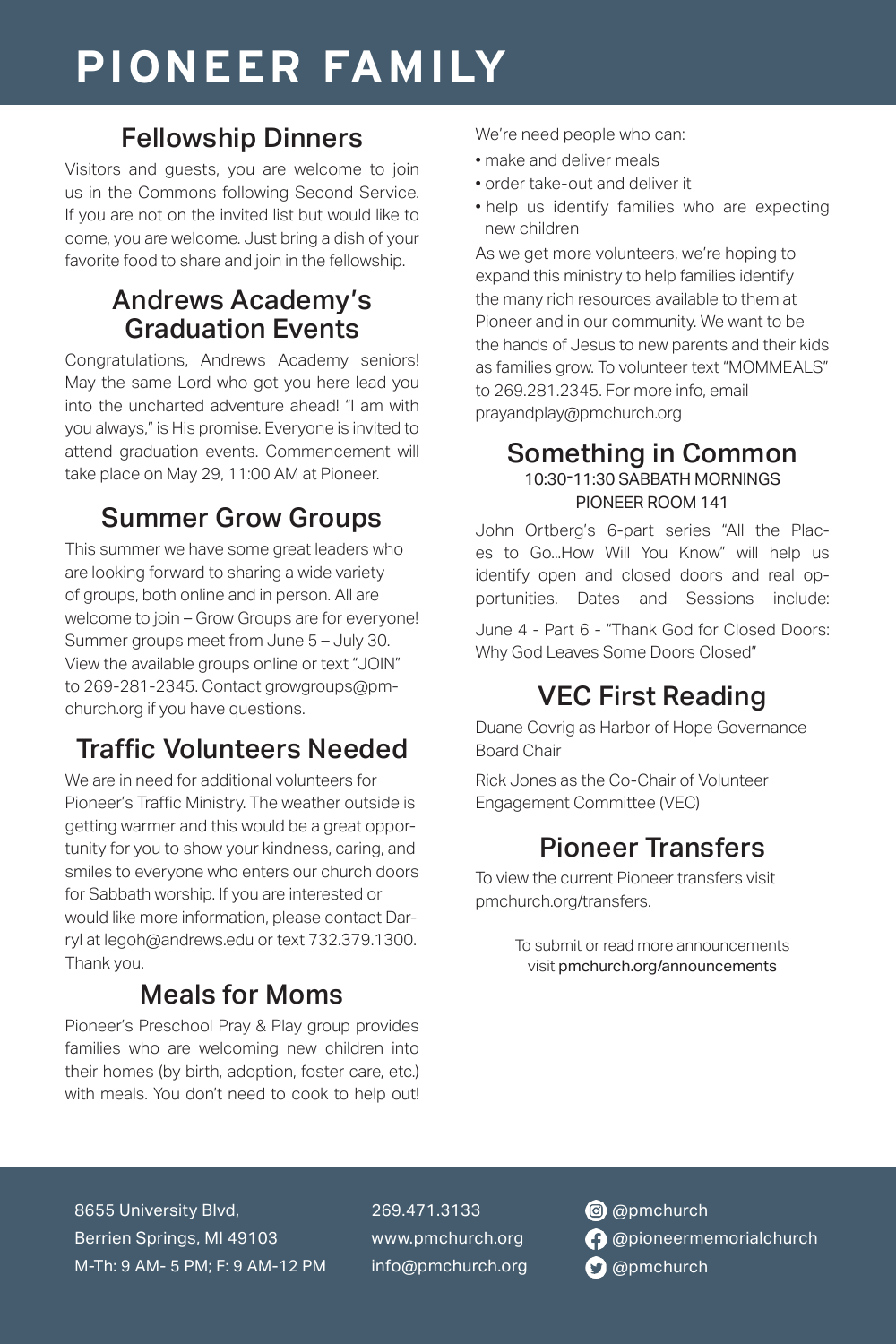# PIONEER FAMILY

## Fellowship Dinners

Visitors and guests, you are welcome to join us in the Commons following Second Service. If you are not on the invited list but would like to come, you are welcome. Just bring a dish of your favorite food to share and join in the fellowship.

## Andrews Academy's Graduation Events

Congratulations, Andrews Academy seniors! May the same Lord who got you here lead you into the uncharted adventure ahead! "I am with you always," is His promise. Everyone is invited to attend graduation events. Commencement will take place on May 29, 11:00 AM at Pioneer.

## Summer Grow Groups

This summer we have some great leaders who are looking forward to sharing a wide variety of groups, both online and in person. All are welcome to join – Grow Groups are for everyone! Summer groups meet from June 5 – July 30. View the available groups online or text "JOIN" to 269-281-2345. Contact growgroups@pmchurch.org if you have questions.

## Traffic Volunteers Needed

We are in need for additional volunteers for Pioneer's Traffic Ministry. The weather outside is getting warmer and this would be a great opportunity for you to show your kindness, caring, and smiles to everyone who enters our church doors for Sabbath worship. If you are interested or would like more information, please contact Darryl at legoh@andrews.edu or text 732.379.1300. Thank you.

## Meals for Moms

Pioneer's Preschool Pray & Play group provides families who are welcoming new children into their homes (by birth, adoption, foster care, etc.) with meals. You don't need to cook to help out!

We're need people who can:

- make and deliver meals
- order take-out and deliver it
- help us identify families who are expecting new children

As we get more volunteers, we're hoping to expand this ministry to help families identify the many rich resources available to them at Pioneer and in our community. We want to be the hands of Jesus to new parents and their kids as families grow. To volunteer text "MOMMEALS" to 269.281.2345. For more info, email prayandplay@pmchurch.org

## Something in Common

10:30-11:30 SABBATH MORNINGS
PIONEER ROOM 141

John Ortberg's 6-part series "All the Places to Go...How Will You Know" will help us identify open and closed doors and real opportunities. Dates and Sessions include:

June 4 - Part 6 - "Thank God for Closed Doors: Why God Leaves Some Doors Closed"

## VEC First Reading

Duane Covrig as Harbor of Hope Governance Board Chair

Rick Jones as the Co-Chair of Volunteer Engagement Committee (VEC)

## Pioneer Transfers

To view the current Pioneer transfers visit pmchurch.org/transfers.

To submit or read more announcements visit pmchurch.org/announcements

8655 University Blvd,
Berrien Springs, MI 49103
M-Th: 9 AM- 5 PM; F: 9 AM-12 PM

269.471.3133
www.pmchurch.org
info@pmchurch.org

@pmchurch
@pioneermemorialchurch
@pmchurch